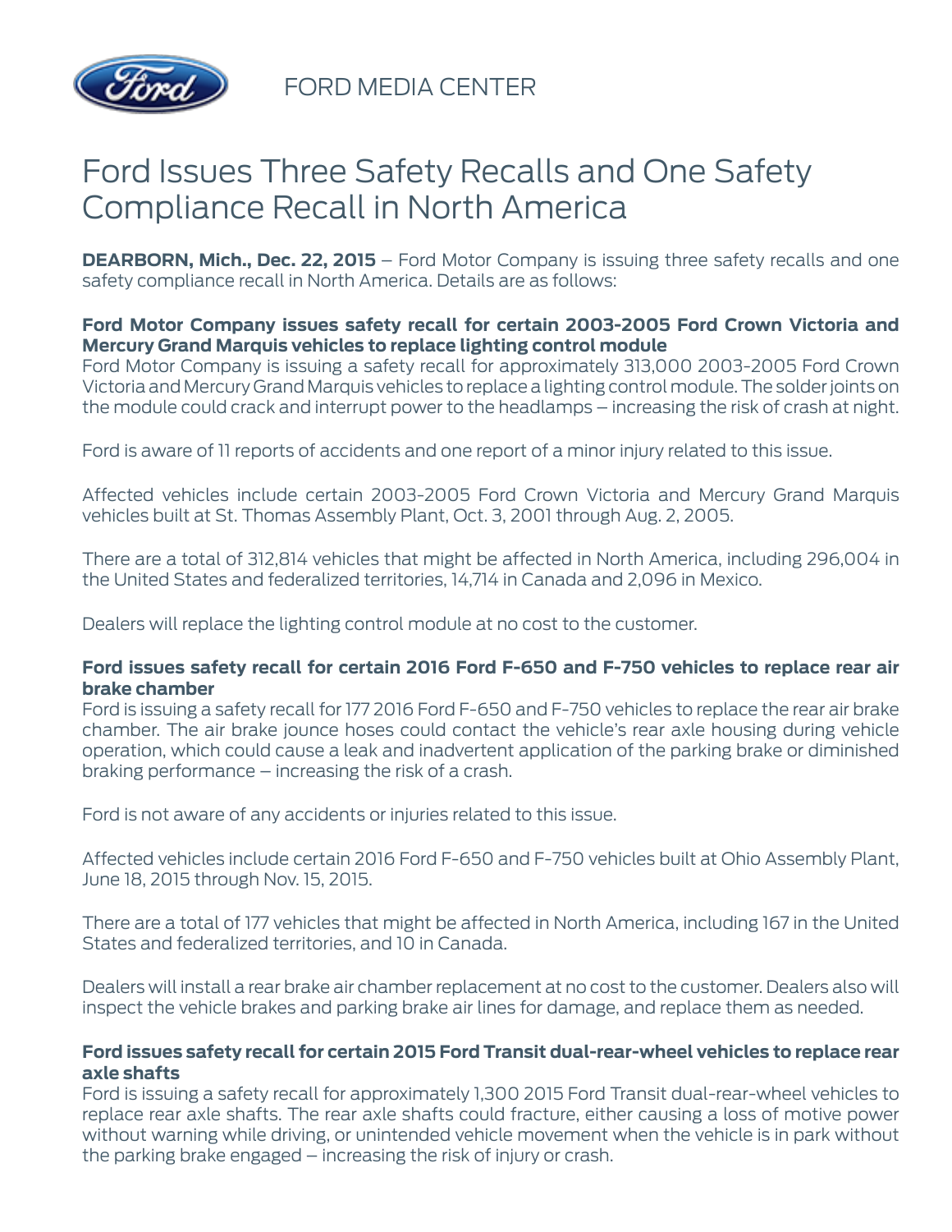FORD MEDIA CENTER

# Ford Issues Three Safety Recalls and One Safety Compliance Recall in North America

**DEARBORN, Mich., Dec. 22, 2015** – Ford Motor Company is issuing three safety recalls and one safety compliance recall in North America. Details are as follows:

**Ford Motor Company issues safety recall for certain 2003-2005 Ford Crown Victoria and Mercury Grand Marquis vehicles to replace lighting control module**
Ford Motor Company is issuing a safety recall for approximately 313,000 2003-2005 Ford Crown Victoria and Mercury Grand Marquis vehicles to replace a lighting control module. The solder joints on the module could crack and interrupt power to the headlamps – increasing the risk of crash at night.

Ford is aware of 11 reports of accidents and one report of a minor injury related to this issue.

Affected vehicles include certain 2003-2005 Ford Crown Victoria and Mercury Grand Marquis vehicles built at St. Thomas Assembly Plant, Oct. 3, 2001 through Aug. 2, 2005.

There are a total of 312,814 vehicles that might be affected in North America, including 296,004 in the United States and federalized territories, 14,714 in Canada and 2,096 in Mexico.

Dealers will replace the lighting control module at no cost to the customer.

**Ford issues safety recall for certain 2016 Ford F-650 and F-750 vehicles to replace rear air brake chamber**
Ford is issuing a safety recall for 177 2016 Ford F-650 and F-750 vehicles to replace the rear air brake chamber. The air brake jounce hoses could contact the vehicle's rear axle housing during vehicle operation, which could cause a leak and inadvertent application of the parking brake or diminished braking performance – increasing the risk of a crash.

Ford is not aware of any accidents or injuries related to this issue.

Affected vehicles include certain 2016 Ford F-650 and F-750 vehicles built at Ohio Assembly Plant, June 18, 2015 through Nov. 15, 2015.

There are a total of 177 vehicles that might be affected in North America, including 167 in the United States and federalized territories, and 10 in Canada.

Dealers will install a rear brake air chamber replacement at no cost to the customer. Dealers also will inspect the vehicle brakes and parking brake air lines for damage, and replace them as needed.

**Ford issues safety recall for certain 2015 Ford Transit dual-rear-wheel vehicles to replace rear axle shafts**
Ford is issuing a safety recall for approximately 1,300 2015 Ford Transit dual-rear-wheel vehicles to replace rear axle shafts. The rear axle shafts could fracture, either causing a loss of motive power without warning while driving, or unintended vehicle movement when the vehicle is in park without the parking brake engaged – increasing the risk of injury or crash.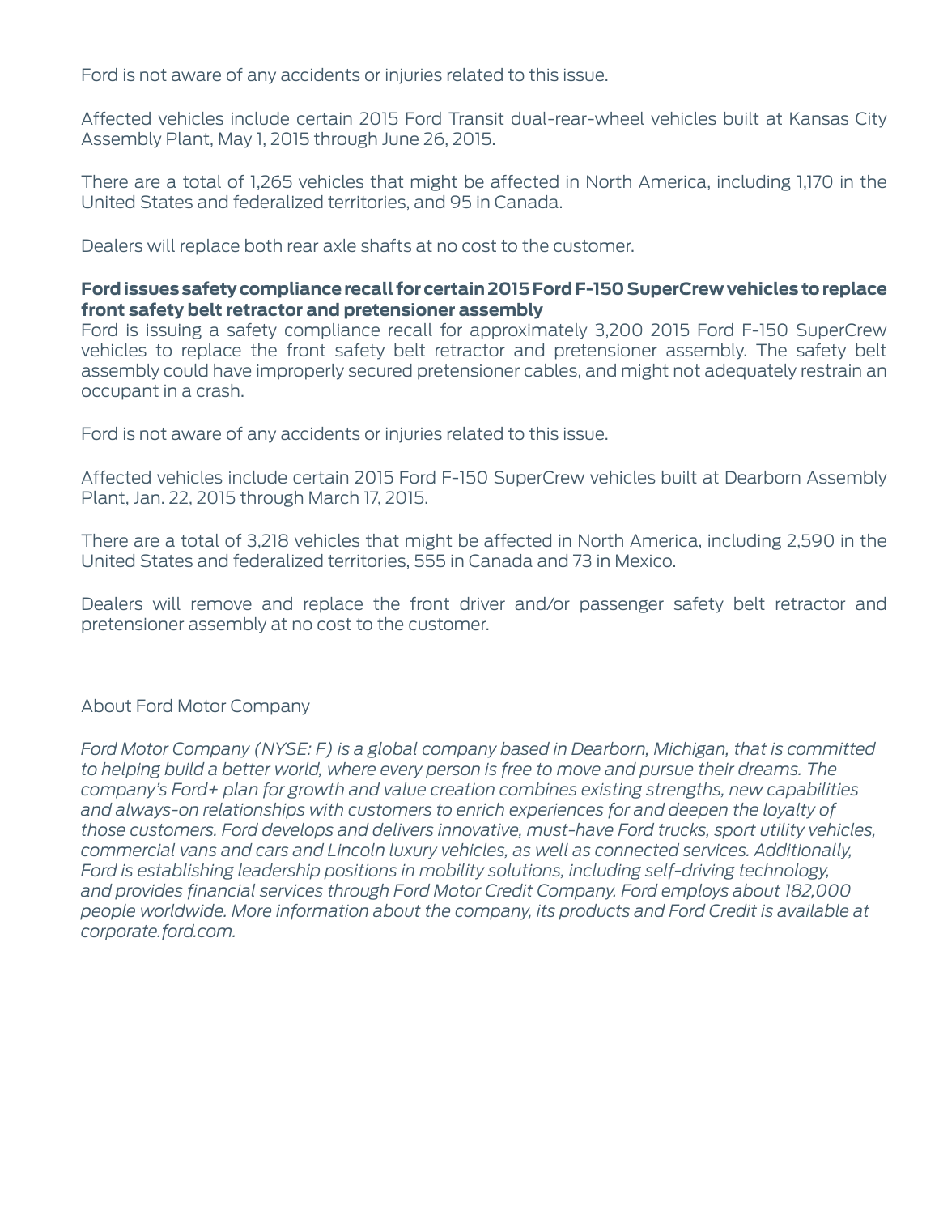Ford is not aware of any accidents or injuries related to this issue.

Affected vehicles include certain 2015 Ford Transit dual-rear-wheel vehicles built at Kansas City Assembly Plant, May 1, 2015 through June 26, 2015.

There are a total of 1,265 vehicles that might be affected in North America, including 1,170 in the United States and federalized territories, and 95 in Canada.

Dealers will replace both rear axle shafts at no cost to the customer.

**Ford issues safety compliance recall for certain 2015 Ford F-150 SuperCrew vehicles to replace front safety belt retractor and pretensioner assembly**

Ford is issuing a safety compliance recall for approximately 3,200 2015 Ford F-150 SuperCrew vehicles to replace the front safety belt retractor and pretensioner assembly. The safety belt assembly could have improperly secured pretensioner cables, and might not adequately restrain an occupant in a crash.

Ford is not aware of any accidents or injuries related to this issue.

Affected vehicles include certain 2015 Ford F-150 SuperCrew vehicles built at Dearborn Assembly Plant, Jan. 22, 2015 through March 17, 2015.

There are a total of 3,218 vehicles that might be affected in North America, including 2,590 in the United States and federalized territories, 555 in Canada and 73 in Mexico.

Dealers will remove and replace the front driver and/or passenger safety belt retractor and pretensioner assembly at no cost to the customer.

About Ford Motor Company

*Ford Motor Company (NYSE: F) is a global company based in Dearborn, Michigan, that is committed to helping build a better world, where every person is free to move and pursue their dreams. The company's Ford+ plan for growth and value creation combines existing strengths, new capabilities and always-on relationships with customers to enrich experiences for and deepen the loyalty of those customers. Ford develops and delivers innovative, must-have Ford trucks, sport utility vehicles, commercial vans and cars and Lincoln luxury vehicles, as well as connected services. Additionally, Ford is establishing leadership positions in mobility solutions, including self-driving technology, and provides financial services through Ford Motor Credit Company. Ford employs about 182,000 people worldwide. More information about the company, its products and Ford Credit is available at corporate.ford.com.*